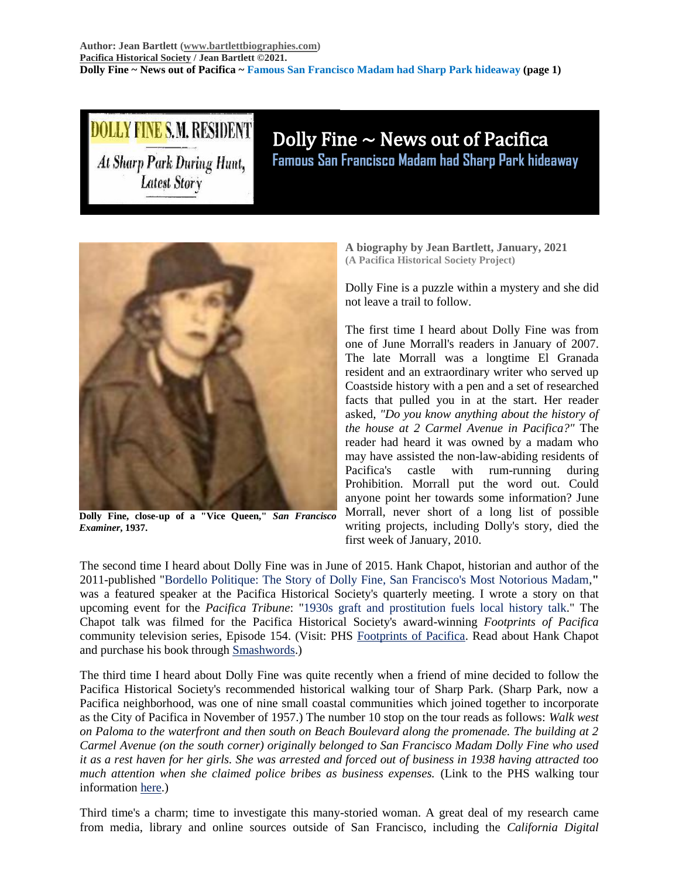Author: Jean Bartlett (www.bartlettbiographies.com)
Pacifica Historical Society / Jean Bartlett ©2021.
Dolly Fine ~ News out of Pacifica ~ Famous San Francisco Madam had Sharp Park hideaway (page 1)

DOLLY FINE S.M. RESIDENT
At Sharp Park During Hunt, Latest Story

# Dolly Fine ~ News out of Pacifica

## Famous San Francisco Madam had Sharp Park hideaway

Dolly Fine, close-up of a "Vice Queen," *San Francisco Examiner*, 1937.

**A biography by Jean Bartlett, January, 2021**
**(A Pacifica Historical Society Project)**

Dolly Fine is a puzzle within a mystery and she did not leave a trail to follow.

The first time I heard about Dolly Fine was from one of June Morrall's readers in January of 2007. The late Morrall was a longtime El Granada resident and an extraordinary writer who served up Coastside history with a pen and a set of researched facts that pulled you in at the start. Her reader asked, *"Do you know anything about the history of the house at 2 Carmel Avenue in Pacifica?"* The reader had heard it was owned by a madam who may have assisted the non-law-abiding residents of Pacifica's castle with rum-running during Prohibition. Morrall put the word out. Could anyone point her towards some information? June Morrall, never short of a long list of possible writing projects, including Dolly's story, died the first week of January, 2010.

The second time I heard about Dolly Fine was in June of 2015. Hank Chapot, historian and author of the 2011-published "Bordello Politique: The Story of Dolly Fine, San Francisco's Most Notorious Madam," was a featured speaker at the Pacifica Historical Society's quarterly meeting. I wrote a story on that upcoming event for the *Pacifica Tribune*: "1930s graft and prostitution fuels local history talk." The Chapot talk was filmed for the Pacifica Historical Society's award-winning *Footprints of Pacifica* community television series, Episode 154. (Visit: PHS Footprints of Pacifica. Read about Hank Chapot and purchase his book through Smashwords.)

The third time I heard about Dolly Fine was quite recently when a friend of mine decided to follow the Pacifica Historical Society's recommended historical walking tour of Sharp Park. (Sharp Park, now a Pacifica neighborhood, was one of nine small coastal communities which joined together to incorporate as the City of Pacifica in November of 1957.) The number 10 stop on the tour reads as follows: *Walk west on Paloma to the waterfront and then south on Beach Boulevard along the promenade. The building at 2 Carmel Avenue (on the south corner) originally belonged to San Francisco Madam Dolly Fine who used it as a rest haven for her girls. She was arrested and forced out of business in 1938 having attracted too much attention when she claimed police bribes as business expenses.* (Link to the PHS walking tour information here.)

Third time's a charm; time to investigate this many-storied woman. A great deal of my research came from media, library and online sources outside of San Francisco, including the *California Digital*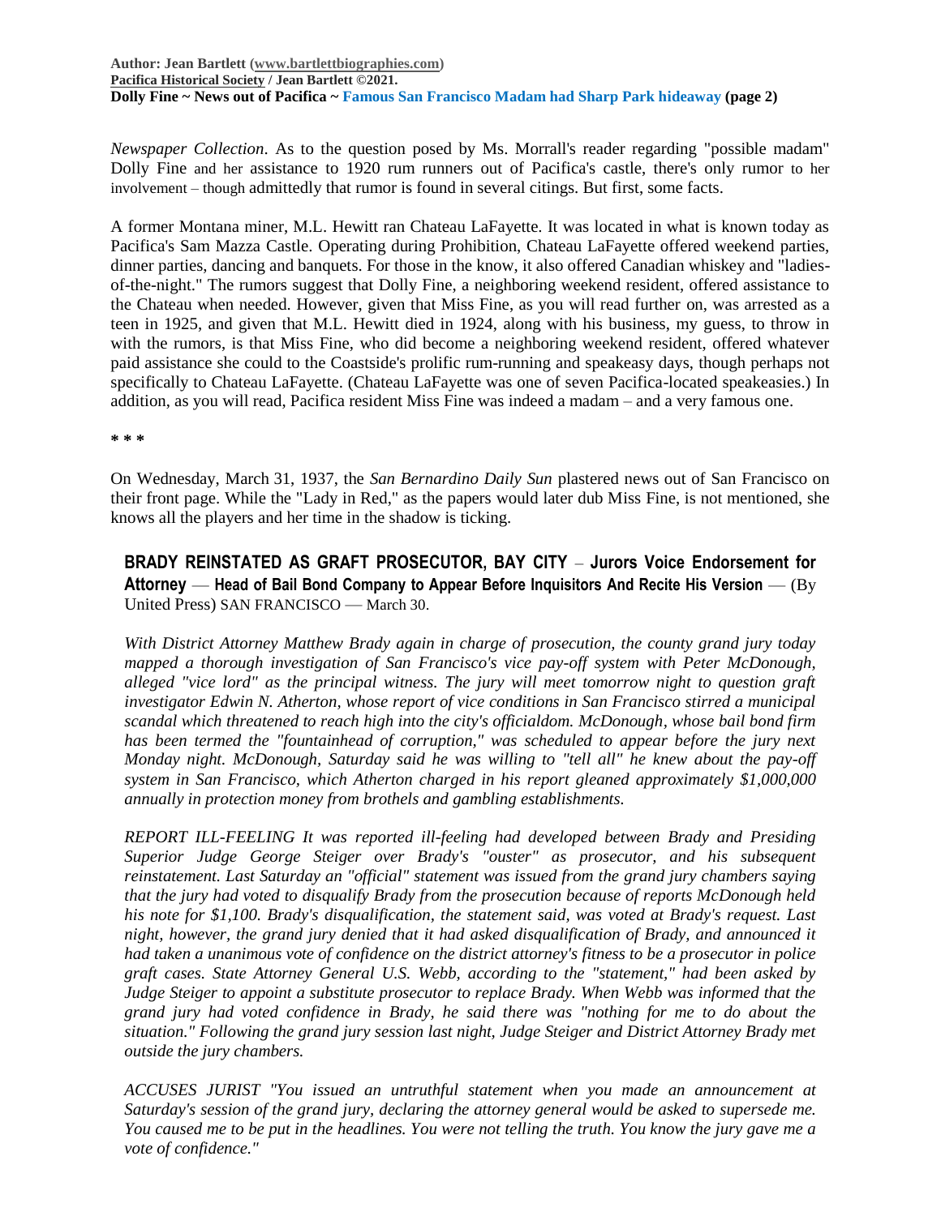*Newspaper Collection*. As to the question posed by Ms. Morrall's reader regarding "possible madam" Dolly Fine and her assistance to 1920 rum runners out of Pacifica's castle, there's only rumor to her involvement – though admittedly that rumor is found in several citings. But first, some facts.

A former Montana miner, M.L. Hewitt ran Chateau LaFayette. It was located in what is known today as Pacifica's Sam Mazza Castle. Operating during Prohibition, Chateau LaFayette offered weekend parties, dinner parties, dancing and banquets. For those in the know, it also offered Canadian whiskey and "ladies-of-the-night." The rumors suggest that Dolly Fine, a neighboring weekend resident, offered assistance to the Chateau when needed. However, given that Miss Fine, as you will read further on, was arrested as a teen in 1925, and given that M.L. Hewitt died in 1924, along with his business, my guess, to throw in with the rumors, is that Miss Fine, who did become a neighboring weekend resident, offered whatever paid assistance she could to the Coastside's prolific rum-running and speakeasy days, though perhaps not specifically to Chateau LaFayette. (Chateau LaFayette was one of seven Pacifica-located speakeasies.) In addition, as you will read, Pacifica resident Miss Fine was indeed a madam – and a very famous one.

**\* \* \***

On Wednesday, March 31, 1937, the *San Bernardino Daily Sun* plastered news out of San Francisco on their front page. While the "Lady in Red," as the papers would later dub Miss Fine, is not mentioned, she knows all the players and her time in the shadow is ticking.

> **BRADY REINSTATED AS GRAFT PROSECUTOR, BAY CITY – Jurors Voice Endorsement for Attorney — Head of Bail Bond Company to Appear Before Inquisitors And Recite His Version** — (By United Press) SAN FRANCISCO — March 30.
>
> *With District Attorney Matthew Brady again in charge of prosecution, the county grand jury today mapped a thorough investigation of San Francisco's vice pay-off system with Peter McDonough, alleged "vice lord" as the principal witness. The jury will meet tomorrow night to question graft investigator Edwin N. Atherton, whose report of vice conditions in San Francisco stirred a municipal scandal which threatened to reach high into the city's officialdom. McDonough, whose bail bond firm has been termed the "fountainhead of corruption," was scheduled to appear before the jury next Monday night. McDonough, Saturday said he was willing to "tell all" he knew about the pay-off system in San Francisco, which Atherton charged in his report gleaned approximately $1,000,000 annually in protection money from brothels and gambling establishments.*
>
> *REPORT ILL-FEELING It was reported ill-feeling had developed between Brady and Presiding Superior Judge George Steiger over Brady's "ouster" as prosecutor, and his subsequent reinstatement. Last Saturday an "official" statement was issued from the grand jury chambers saying that the jury had voted to disqualify Brady from the prosecution because of reports McDonough held his note for $1,100. Brady's disqualification, the statement said, was voted at Brady's request. Last night, however, the grand jury denied that it had asked disqualification of Brady, and announced it had taken a unanimous vote of confidence on the district attorney's fitness to be a prosecutor in police graft cases. State Attorney General U.S. Webb, according to the "statement," had been asked by Judge Steiger to appoint a substitute prosecutor to replace Brady. When Webb was informed that the grand jury had voted confidence in Brady, he said there was "nothing for me to do about the situation." Following the grand jury session last night, Judge Steiger and District Attorney Brady met outside the jury chambers.*
>
> *ACCUSES JURIST "You issued an untruthful statement when you made an announcement at Saturday's session of the grand jury, declaring the attorney general would be asked to supersede me. You caused me to be put in the headlines. You were not telling the truth. You know the jury gave me a vote of confidence."*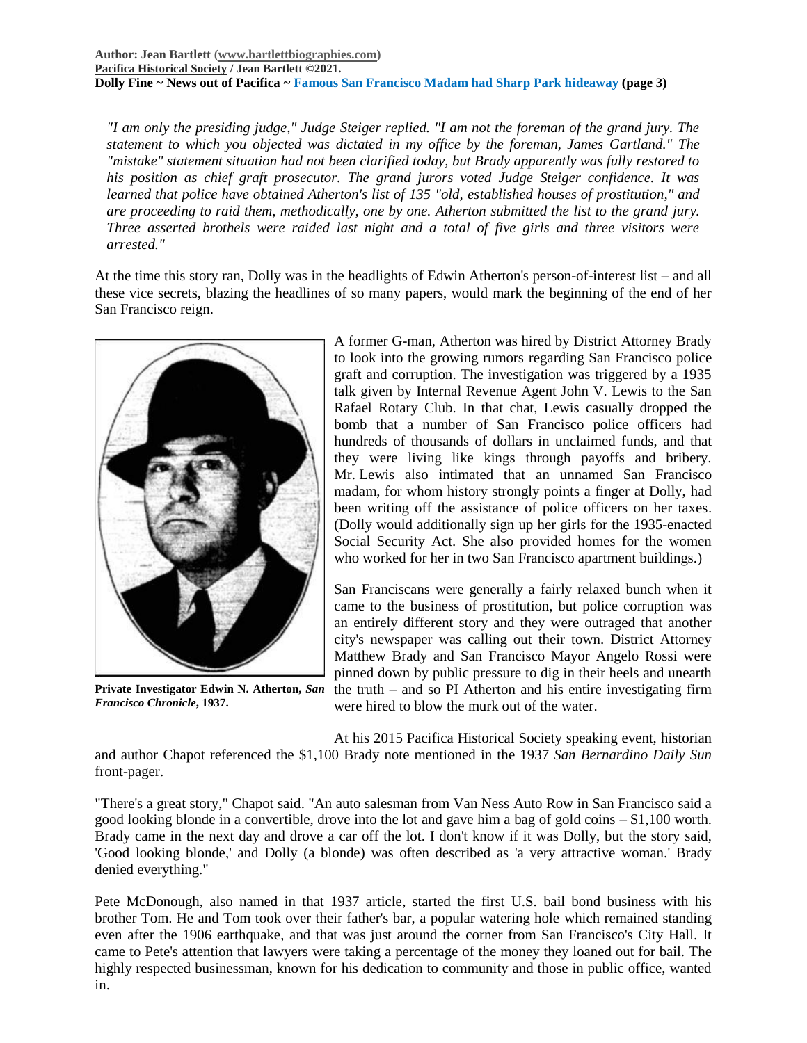*"I am only the presiding judge," Judge Steiger replied. "I am not the foreman of the grand jury. The statement to which you objected was dictated in my office by the foreman, James Gartland." The "mistake" statement situation had not been clarified today, but Brady apparently was fully restored to his position as chief graft prosecutor. The grand jurors voted Judge Steiger confidence. It was learned that police have obtained Atherton's list of 135 "old, established houses of prostitution," and are proceeding to raid them, methodically, one by one. Atherton submitted the list to the grand jury. Three asserted brothels were raided last night and a total of five girls and three visitors were arrested."*

At the time this story ran, Dolly was in the headlights of Edwin Atherton's person-of-interest list – and all these vice secrets, blazing the headlines of so many papers, would mark the beginning of the end of her San Francisco reign.

**Private Investigator Edwin N. Atherton, *San Francisco Chronicle*, 1937.**

A former G-man, Atherton was hired by District Attorney Brady to look into the growing rumors regarding San Francisco police graft and corruption. The investigation was triggered by a 1935 talk given by Internal Revenue Agent John V. Lewis to the San Rafael Rotary Club. In that chat, Lewis casually dropped the bomb that a number of San Francisco police officers had hundreds of thousands of dollars in unclaimed funds, and that they were living like kings through payoffs and bribery. Mr. Lewis also intimated that an unnamed San Francisco madam, for whom history strongly points a finger at Dolly, had been writing off the assistance of police officers on her taxes. (Dolly would additionally sign up her girls for the 1935-enacted Social Security Act. She also provided homes for the women who worked for her in two San Francisco apartment buildings.)

San Franciscans were generally a fairly relaxed bunch when it came to the business of prostitution, but police corruption was an entirely different story and they were outraged that another city's newspaper was calling out their town. District Attorney Matthew Brady and San Francisco Mayor Angelo Rossi were pinned down by public pressure to dig in their heels and unearth the truth – and so PI Atherton and his entire investigating firm were hired to blow the murk out of the water.

At his 2015 Pacifica Historical Society speaking event, historian and author Chapot referenced the $1,100 Brady note mentioned in the 1937 *San Bernardino Daily Sun* front-pager.

"There's a great story," Chapot said. "An auto salesman from Van Ness Auto Row in San Francisco said a good looking blonde in a convertible, drove into the lot and gave him a bag of gold coins – $1,100 worth. Brady came in the next day and drove a car off the lot. I don't know if it was Dolly, but the story said, 'Good looking blonde,' and Dolly (a blonde) was often described as 'a very attractive woman.' Brady denied everything."

Pete McDonough, also named in that 1937 article, started the first U.S. bail bond business with his brother Tom. He and Tom took over their father's bar, a popular watering hole which remained standing even after the 1906 earthquake, and that was just around the corner from San Francisco's City Hall. It came to Pete's attention that lawyers were taking a percentage of the money they loaned out for bail. The highly respected businessman, known for his dedication to community and those in public office, wanted in.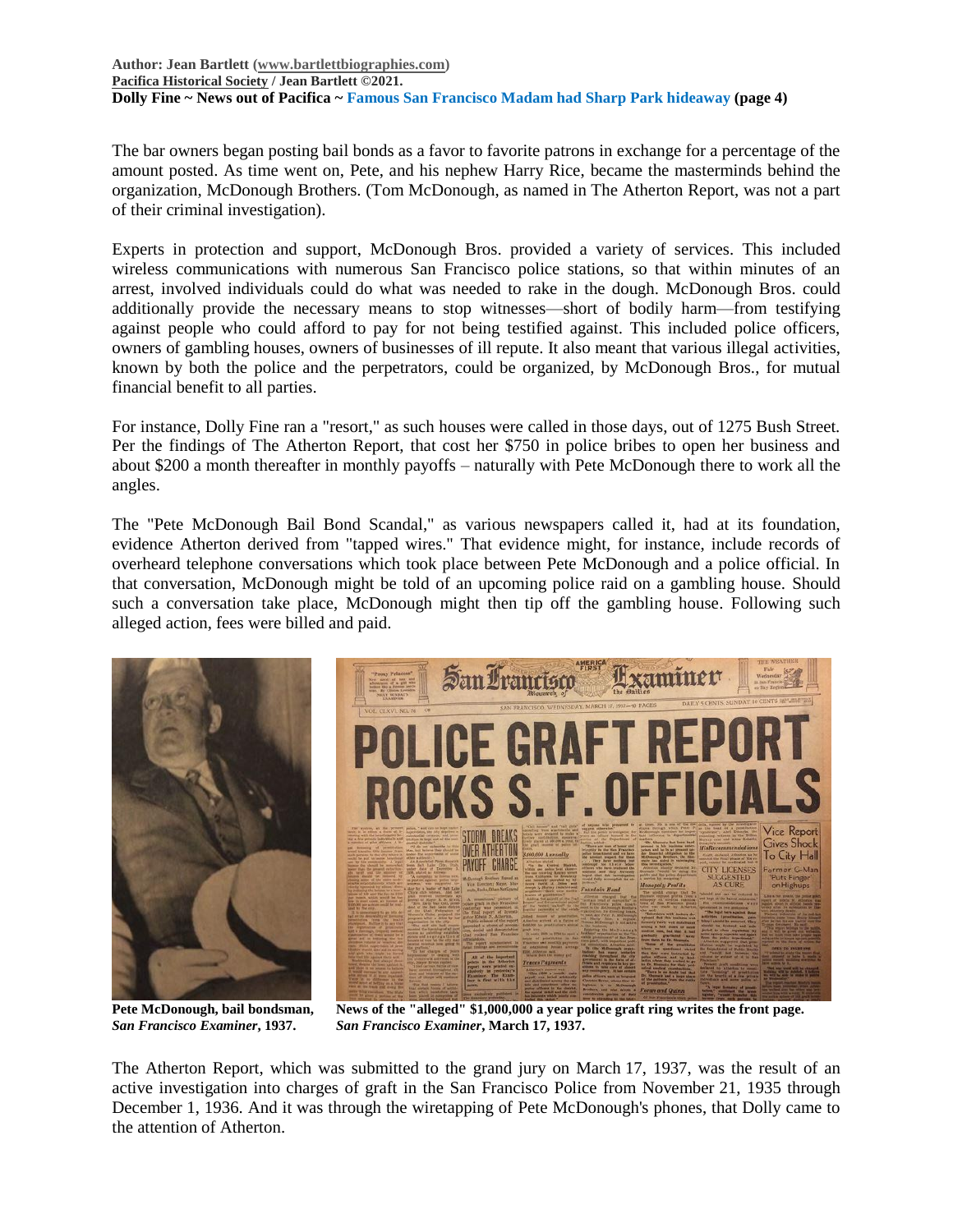The bar owners began posting bail bonds as a favor to favorite patrons in exchange for a percentage of the amount posted. As time went on, Pete, and his nephew Harry Rice, became the masterminds behind the organization, McDonough Brothers. (Tom McDonough, as named in The Atherton Report, was not a part of their criminal investigation).

Experts in protection and support, McDonough Bros. provided a variety of services. This included wireless communications with numerous San Francisco police stations, so that within minutes of an arrest, involved individuals could do what was needed to rake in the dough. McDonough Bros. could additionally provide the necessary means to stop witnesses—short of bodily harm—from testifying against people who could afford to pay for not being testified against. This included police officers, owners of gambling houses, owners of businesses of ill repute. It also meant that various illegal activities, known by both the police and the perpetrators, could be organized, by McDonough Bros., for mutual financial benefit to all parties.

For instance, Dolly Fine ran a "resort," as such houses were called in those days, out of 1275 Bush Street. Per the findings of The Atherton Report, that cost her $750 in police bribes to open her business and about $200 a month thereafter in monthly payoffs – naturally with Pete McDonough there to work all the angles.

The "Pete McDonough Bail Bond Scandal," as various newspapers called it, had at its foundation, evidence Atherton derived from "tapped wires." That evidence might, for instance, include records of overheard telephone conversations which took place between Pete McDonough and a police official. In that conversation, McDonough might be told of an upcoming police raid on a gambling house. Should such a conversation take place, McDonough might then tip off the gambling house. Following such alleged action, fees were billed and paid.

**Pete McDonough, bail bondsman,** ***San Francisco Examiner*****, 1937.**

**News of the "alleged" $1,000,000 a year police graft ring writes the front page.** ***San Francisco Examiner*****, March 17, 1937.**

The Atherton Report, which was submitted to the grand jury on March 17, 1937, was the result of an active investigation into charges of graft in the San Francisco Police from November 21, 1935 through December 1, 1936. And it was through the wiretapping of Pete McDonough's phones, that Dolly came to the attention of Atherton.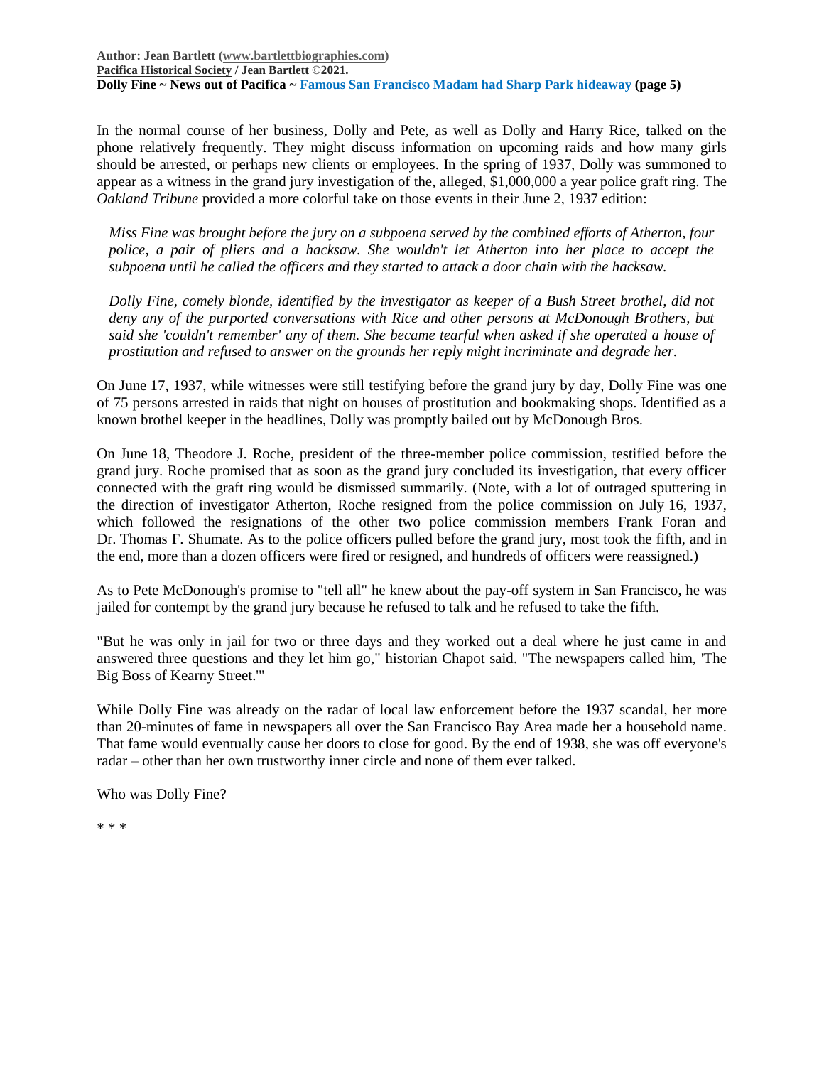In the normal course of her business, Dolly and Pete, as well as Dolly and Harry Rice, talked on the phone relatively frequently. They might discuss information on upcoming raids and how many girls should be arrested, or perhaps new clients or employees. In the spring of 1937, Dolly was summoned to appear as a witness in the grand jury investigation of the, alleged, $1,000,000 a year police graft ring. The *Oakland Tribune* provided a more colorful take on those events in their June 2, 1937 edition:

> *Miss Fine was brought before the jury on a subpoena served by the combined efforts of Atherton, four police, a pair of pliers and a hacksaw. She wouldn't let Atherton into her place to accept the subpoena until he called the officers and they started to attack a door chain with the hacksaw.*
>
> *Dolly Fine, comely blonde, identified by the investigator as keeper of a Bush Street brothel, did not deny any of the purported conversations with Rice and other persons at McDonough Brothers, but said she 'couldn't remember' any of them. She became tearful when asked if she operated a house of prostitution and refused to answer on the grounds her reply might incriminate and degrade her.*

On June 17, 1937, while witnesses were still testifying before the grand jury by day, Dolly Fine was one of 75 persons arrested in raids that night on houses of prostitution and bookmaking shops. Identified as a known brothel keeper in the headlines, Dolly was promptly bailed out by McDonough Bros.

On June 18, Theodore J. Roche, president of the three-member police commission, testified before the grand jury. Roche promised that as soon as the grand jury concluded its investigation, that every officer connected with the graft ring would be dismissed summarily. (Note, with a lot of outraged sputtering in the direction of investigator Atherton, Roche resigned from the police commission on July 16, 1937, which followed the resignations of the other two police commission members Frank Foran and Dr. Thomas F. Shumate. As to the police officers pulled before the grand jury, most took the fifth, and in the end, more than a dozen officers were fired or resigned, and hundreds of officers were reassigned.)

As to Pete McDonough's promise to "tell all" he knew about the pay-off system in San Francisco, he was jailed for contempt by the grand jury because he refused to talk and he refused to take the fifth.

"But he was only in jail for two or three days and they worked out a deal where he just came in and answered three questions and they let him go," historian Chapot said. "The newspapers called him, 'The Big Boss of Kearny Street.'"

While Dolly Fine was already on the radar of local law enforcement before the 1937 scandal, her more than 20-minutes of fame in newspapers all over the San Francisco Bay Area made her a household name. That fame would eventually cause her doors to close for good. By the end of 1938, she was off everyone's radar – other than her own trustworthy inner circle and none of them ever talked.

Who was Dolly Fine?

\* \* \*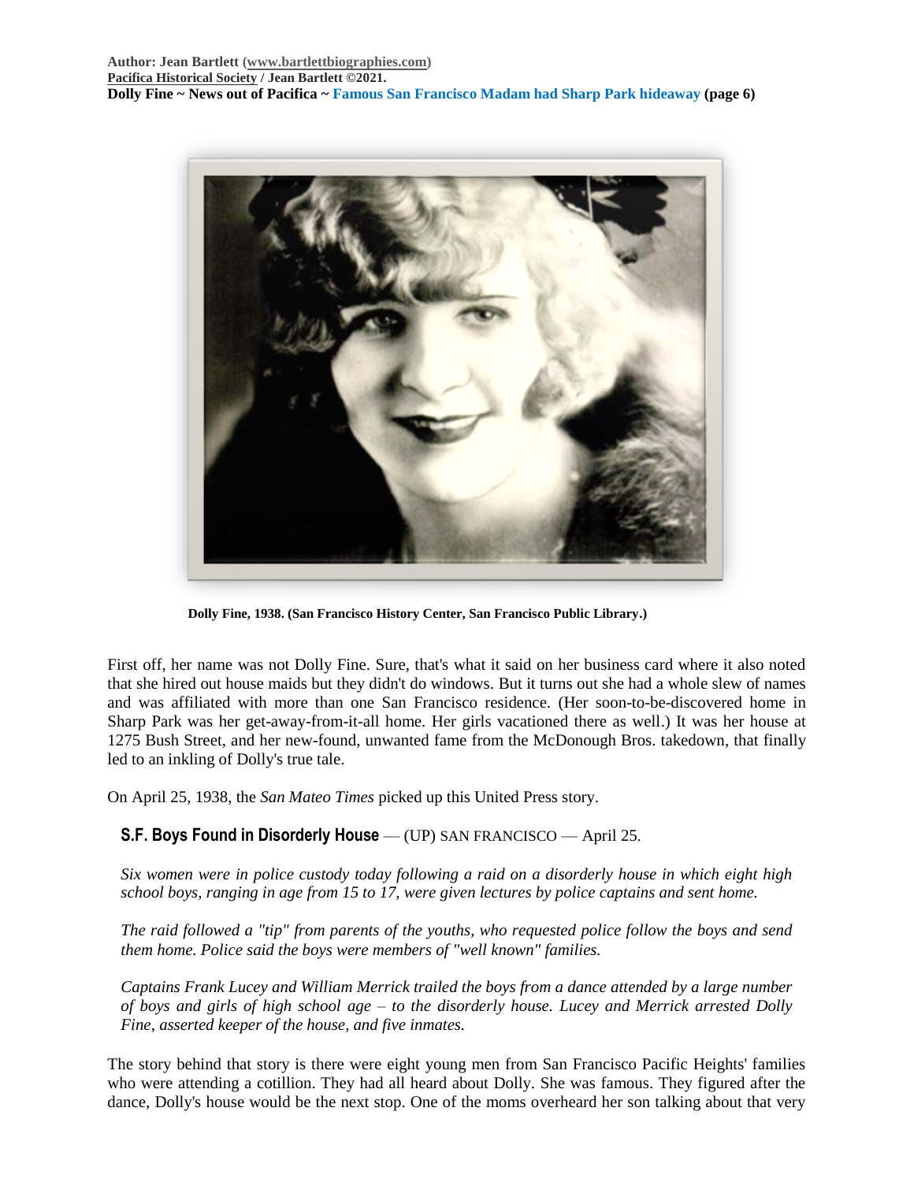Dolly Fine, 1938. (San Francisco History Center, San Francisco Public Library.)

First off, her name was not Dolly Fine. Sure, that's what it said on her business card where it also noted that she hired out house maids but they didn't do windows. But it turns out she had a whole slew of names and was affiliated with more than one San Francisco residence. (Her soon-to-be-discovered home in Sharp Park was her get-away-from-it-all home. Her girls vacationed there as well.) It was her house at 1275 Bush Street, and her new-found, unwanted fame from the McDonough Bros. takedown, that finally led to an inkling of Dolly's true tale.

On April 25, 1938, the *San Mateo Times* picked up this United Press story.

**S.F. Boys Found in Disorderly House** — (UP) SAN FRANCISCO — April 25.

*Six women were in police custody today following a raid on a disorderly house in which eight high school boys, ranging in age from 15 to 17, were given lectures by police captains and sent home.*

*The raid followed a "tip" from parents of the youths, who requested police follow the boys and send them home. Police said the boys were members of "well known" families.*

*Captains Frank Lucey and William Merrick trailed the boys from a dance attended by a large number of boys and girls of high school age – to the disorderly house. Lucey and Merrick arrested Dolly Fine, asserted keeper of the house, and five inmates.*

The story behind that story is there were eight young men from San Francisco Pacific Heights' families who were attending a cotillion. They had all heard about Dolly. She was famous. They figured after the dance, Dolly's house would be the next stop. One of the moms overheard her son talking about that very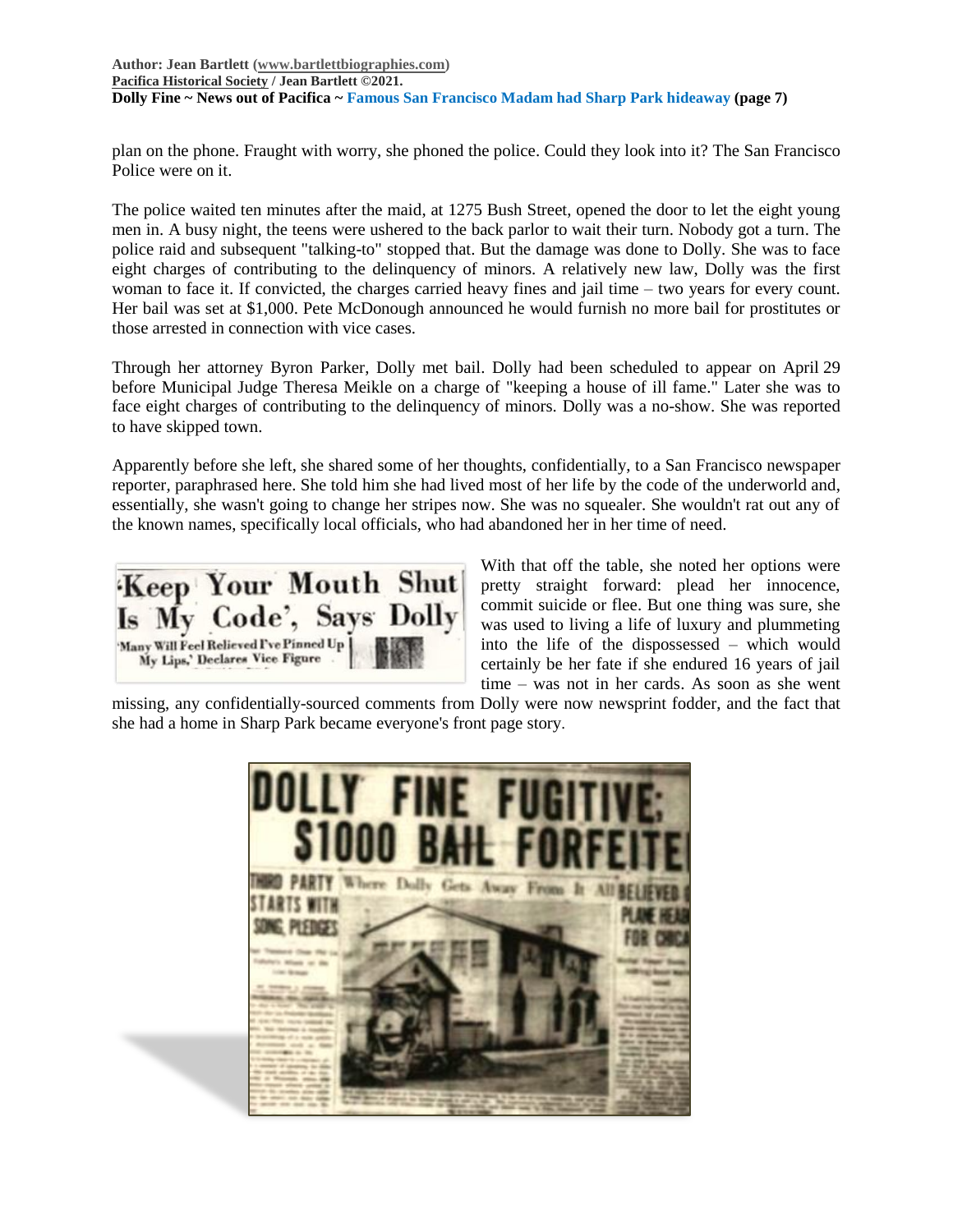plan on the phone. Fraught with worry, she phoned the police. Could they look into it? The San Francisco Police were on it.

The police waited ten minutes after the maid, at 1275 Bush Street, opened the door to let the eight young men in. A busy night, the teens were ushered to the back parlor to wait their turn. Nobody got a turn. The police raid and subsequent "talking-to" stopped that. But the damage was done to Dolly. She was to face eight charges of contributing to the delinquency of minors. A relatively new law, Dolly was the first woman to face it. If convicted, the charges carried heavy fines and jail time – two years for every count. Her bail was set at $1,000. Pete McDonough announced he would furnish no more bail for prostitutes or those arrested in connection with vice cases.

Through her attorney Byron Parker, Dolly met bail. Dolly had been scheduled to appear on April 29 before Municipal Judge Theresa Meikle on a charge of "keeping a house of ill fame." Later she was to face eight charges of contributing to the delinquency of minors. Dolly was a no-show. She was reported to have skipped town.

Apparently before she left, she shared some of her thoughts, confidentially, to a San Francisco newspaper reporter, paraphrased here. She told him she had lived most of her life by the code of the underworld and, essentially, she wasn't going to change her stripes now. She was no squealer. She wouldn't rat out any of the known names, specifically local officials, who had abandoned her in her time of need.

'Keep Your Mouth Shut Is My Code', Says Dolly

'Many Will Feel Relieved I've Pinned Up My Lips,' Declares Vice Figure

With that off the table, she noted her options were pretty straight forward: plead her innocence, commit suicide or flee. But one thing was sure, she was used to living a life of luxury and plummeting into the life of the dispossessed – which would certainly be her fate if she endured 16 years of jail time – was not in her cards. As soon as she went missing, any confidentially-sourced comments from Dolly were now newsprint fodder, and the fact that she had a home in Sharp Park became everyone's front page story.

DOLLY FINE FUGITIVE; $1000 BAIL FORFEITE[D]

Where Dolly Gets Away From It All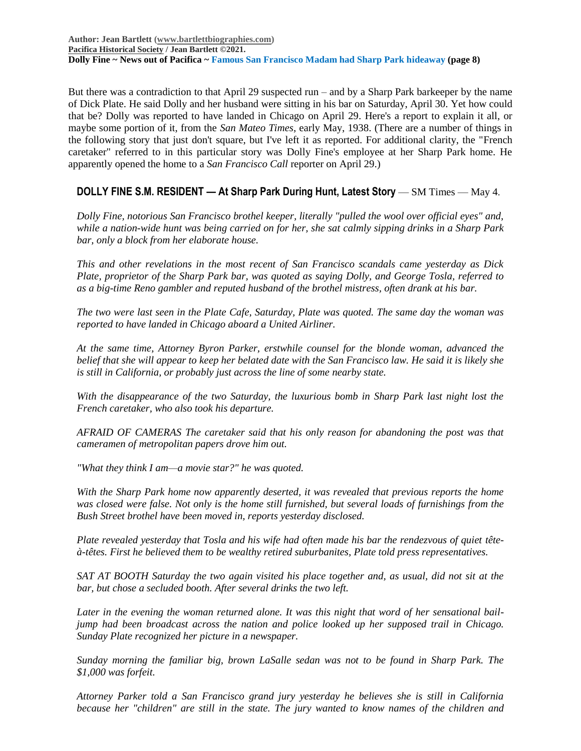But there was a contradiction to that April 29 suspected run – and by a Sharp Park barkeeper by the name of Dick Plate. He said Dolly and her husband were sitting in his bar on Saturday, April 30. Yet how could that be? Dolly was reported to have landed in Chicago on April 29. Here's a report to explain it all, or maybe some portion of it, from the *San Mateo Times*, early May, 1938. (There are a number of things in the following story that just don't square, but I've left it as reported. For additional clarity, the "French caretaker" referred to in this particular story was Dolly Fine's employee at her Sharp Park home. He apparently opened the home to a *San Francisco Call* reporter on April 29.)

**DOLLY FINE S.M. RESIDENT — At Sharp Park During Hunt, Latest Story** — SM Times — May 4.

*Dolly Fine, notorious San Francisco brothel keeper, literally "pulled the wool over official eyes" and, while a nation-wide hunt was being carried on for her, she sat calmly sipping drinks in a Sharp Park bar, only a block from her elaborate house.*

*This and other revelations in the most recent of San Francisco scandals came yesterday as Dick Plate, proprietor of the Sharp Park bar, was quoted as saying Dolly, and George Tosla, referred to as a big-time Reno gambler and reputed husband of the brothel mistress, often drank at his bar.*

*The two were last seen in the Plate Cafe, Saturday, Plate was quoted. The same day the woman was reported to have landed in Chicago aboard a United Airliner.*

*At the same time, Attorney Byron Parker, erstwhile counsel for the blonde woman, advanced the belief that she will appear to keep her belated date with the San Francisco law. He said it is likely she is still in California, or probably just across the line of some nearby state.*

*With the disappearance of the two Saturday, the luxurious bomb in Sharp Park last night lost the French caretaker, who also took his departure.*

*AFRAID OF CAMERAS The caretaker said that his only reason for abandoning the post was that cameramen of metropolitan papers drove him out.*

*"What they think I am—a movie star?" he was quoted.*

*With the Sharp Park home now apparently deserted, it was revealed that previous reports the home was closed were false. Not only is the home still furnished, but several loads of furnishings from the Bush Street brothel have been moved in, reports yesterday disclosed.*

*Plate revealed yesterday that Tosla and his wife had often made his bar the rendezvous of quiet tête-à-têtes. First he believed them to be wealthy retired suburbanites, Plate told press representatives.*

*SAT AT BOOTH Saturday the two again visited his place together and, as usual, did not sit at the bar, but chose a secluded booth. After several drinks the two left.*

*Later in the evening the woman returned alone. It was this night that word of her sensational bail-jump had been broadcast across the nation and police looked up her supposed trail in Chicago. Sunday Plate recognized her picture in a newspaper.*

*Sunday morning the familiar big, brown LaSalle sedan was not to be found in Sharp Park. The $1,000 was forfeit.*

*Attorney Parker told a San Francisco grand jury yesterday he believes she is still in California because her "children" are still in the state. The jury wanted to know names of the children and*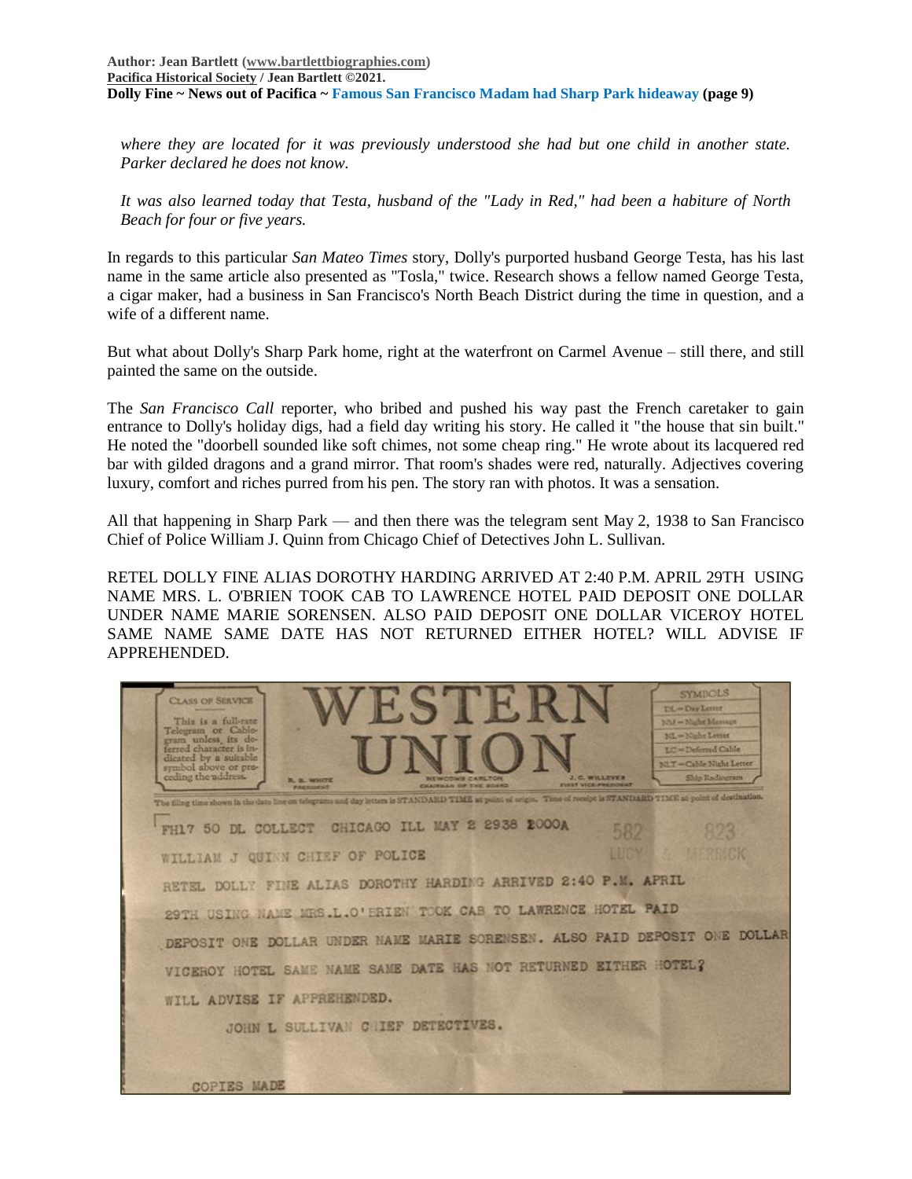*where they are located for it was previously understood she had but one child in another state. Parker declared he does not know.*

*It was also learned today that Testa, husband of the "Lady in Red," had been a habiture of North Beach for four or five years.*

In regards to this particular *San Mateo Times* story, Dolly's purported husband George Testa, has his last name in the same article also presented as "Tosla," twice. Research shows a fellow named George Testa, a cigar maker, had a business in San Francisco's North Beach District during the time in question, and a wife of a different name.

But what about Dolly's Sharp Park home, right at the waterfront on Carmel Avenue – still there, and still painted the same on the outside.

The *San Francisco Call* reporter, who bribed and pushed his way past the French caretaker to gain entrance to Dolly's holiday digs, had a field day writing his story. He called it "the house that sin built." He noted the "doorbell sounded like soft chimes, not some cheap ring." He wrote about its lacquered red bar with gilded dragons and a grand mirror. That room's shades were red, naturally. Adjectives covering luxury, comfort and riches purred from his pen. The story ran with photos. It was a sensation.

All that happening in Sharp Park — and then there was the telegram sent May 2, 1938 to San Francisco Chief of Police William J. Quinn from Chicago Chief of Detectives John L. Sullivan.

RETEL DOLLY FINE ALIAS DOROTHY HARDING ARRIVED AT 2:40 P.M. APRIL 29TH USING NAME MRS. L. O'BRIEN TOOK CAB TO LAWRENCE HOTEL PAID DEPOSIT ONE DOLLAR UNDER NAME MARIE SORENSEN. ALSO PAID DEPOSIT ONE DOLLAR VICEROY HOTEL SAME NAME SAME DATE HAS NOT RETURNED EITHER HOTEL? WILL ADVISE IF APPREHENDED.

CLASS OF SERVICE
This is a full-rate Telegram or Cablegram unless its deferred character is indicated by a suitable symbol above or preceding the address.

WESTERN UNION

R. B. WHITE, PRESIDENT — NEWCOMB CARLTON, CHAIRMAN OF THE BOARD — J. C. WILLEVER, FIRST VICE-PRESIDENT

SYMBOLS
DL = Day Letter
NM = Night Message
NL = Night Letter
LC = Deferred Cable
NLT = Cable Night Letter
Ship Radiogram

The filing time shown in the date line on telegrams and day letters is STANDARD TIME at point of origin. Time of receipt is STANDARD TIME at point of destination.

FH17 50 DL COLLECT CHICAGO ILL MAY 2 2938 2000A

582 823 LUCY & MERRICK

WILLIAM J QUINN CHIEF OF POLICE

RETEL DOLLY FINE ALIAS DOROTHY HARDING ARRIVED 2:40 P.M. APRIL 29TH USING NAME MRS.L.O'BRIEN TOOK CAB TO LAWRENCE HOTEL PAID DEPOSIT ONE DOLLAR UNDER NAME MARIE SORENSEN. ALSO PAID DEPOSIT ONE DOLLAR VICEROY HOTEL SAME NAME SAME DATE HAS NOT RETURNED EITHER HOTEL? WILL ADVISE IF APPREHENDED.

JOHN L SULLIVAN CHIEF DETECTIVES.

COPIES MADE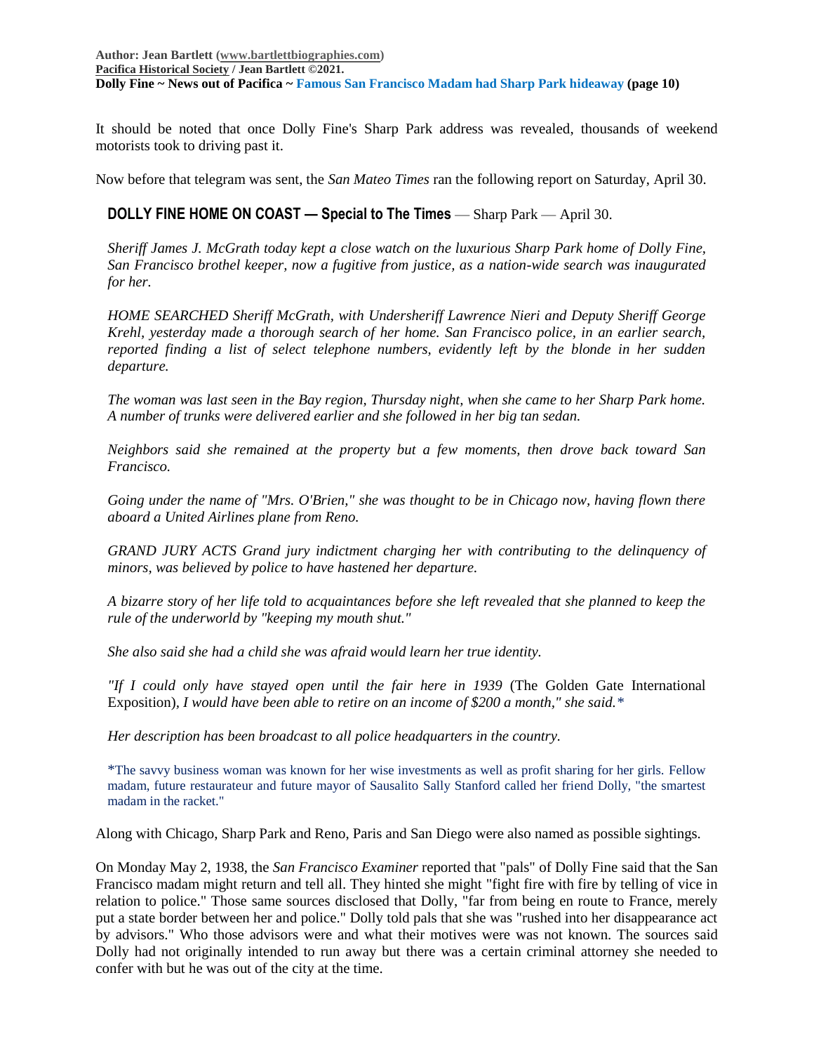It should be noted that once Dolly Fine's Sharp Park address was revealed, thousands of weekend motorists took to driving past it.

Now before that telegram was sent, the *San Mateo Times* ran the following report on Saturday, April 30.

> **DOLLY FINE HOME ON COAST — Special to The Times** — Sharp Park — April 30.
>
> *Sheriff James J. McGrath today kept a close watch on the luxurious Sharp Park home of Dolly Fine, San Francisco brothel keeper, now a fugitive from justice, as a nation-wide search was inaugurated for her.*
>
> *HOME SEARCHED Sheriff McGrath, with Undersheriff Lawrence Nieri and Deputy Sheriff George Krehl, yesterday made a thorough search of her home. San Francisco police, in an earlier search, reported finding a list of select telephone numbers, evidently left by the blonde in her sudden departure.*
>
> *The woman was last seen in the Bay region, Thursday night, when she came to her Sharp Park home. A number of trunks were delivered earlier and she followed in her big tan sedan.*
>
> *Neighbors said she remained at the property but a few moments, then drove back toward San Francisco.*
>
> *Going under the name of "Mrs. O'Brien," she was thought to be in Chicago now, having flown there aboard a United Airlines plane from Reno.*
>
> *GRAND JURY ACTS Grand jury indictment charging her with contributing to the delinquency of minors, was believed by police to have hastened her departure.*
>
> *A bizarre story of her life told to acquaintances before she left revealed that she planned to keep the rule of the underworld by "keeping my mouth shut."*
>
> *She also said she had a child she was afraid would learn her true identity.*
>
> *"If I could only have stayed open until the fair here in 1939* (The Golden Gate International Exposition)*, I would have been able to retire on an income of $200 a month," she said.**
>
> *Her description has been broadcast to all police headquarters in the country.*
>
> *The savvy business woman was known for her wise investments as well as profit sharing for her girls. Fellow madam, future restaurateur and future mayor of Sausalito Sally Stanford called her friend Dolly, "the smartest madam in the racket."

Along with Chicago, Sharp Park and Reno, Paris and San Diego were also named as possible sightings.

On Monday May 2, 1938, the *San Francisco Examiner* reported that "pals" of Dolly Fine said that the San Francisco madam might return and tell all. They hinted she might "fight fire with fire by telling of vice in relation to police." Those same sources disclosed that Dolly, "far from being en route to France, merely put a state border between her and police." Dolly told pals that she was "rushed into her disappearance act by advisors." Who those advisors were and what their motives were was not known. The sources said Dolly had not originally intended to run away but there was a certain criminal attorney she needed to confer with but he was out of the city at the time.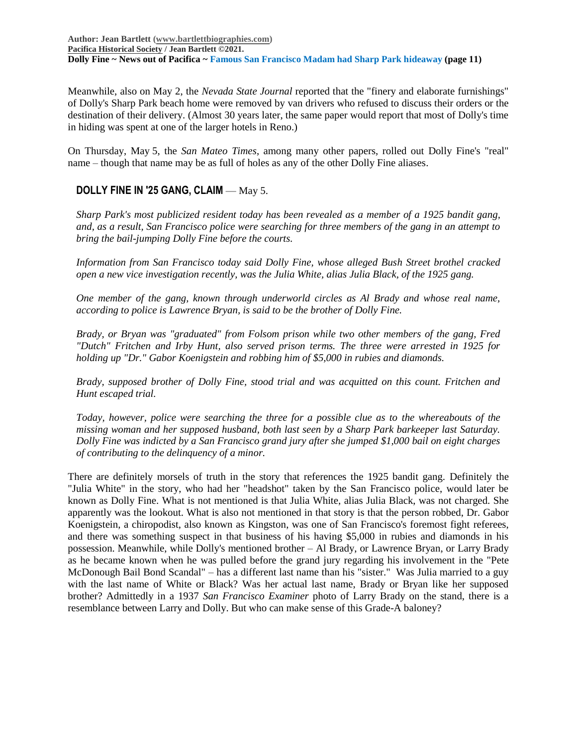Meanwhile, also on May 2, the *Nevada State Journal* reported that the "finery and elaborate furnishings" of Dolly's Sharp Park beach home were removed by van drivers who refused to discuss their orders or the destination of their delivery. (Almost 30 years later, the same paper would report that most of Dolly's time in hiding was spent at one of the larger hotels in Reno.)

On Thursday, May 5, the *San Mateo Times*, among many other papers, rolled out Dolly Fine's "real" name – though that name may be as full of holes as any of the other Dolly Fine aliases.

**DOLLY FINE IN '25 GANG, CLAIM** — May 5.

> *Sharp Park's most publicized resident today has been revealed as a member of a 1925 bandit gang, and, as a result, San Francisco police were searching for three members of the gang in an attempt to bring the bail-jumping Dolly Fine before the courts.*
>
> *Information from San Francisco today said Dolly Fine, whose alleged Bush Street brothel cracked open a new vice investigation recently, was the Julia White, alias Julia Black, of the 1925 gang.*
>
> *One member of the gang, known through underworld circles as Al Brady and whose real name, according to police is Lawrence Bryan, is said to be the brother of Dolly Fine.*
>
> *Brady, or Bryan was "graduated" from Folsom prison while two other members of the gang, Fred "Dutch" Fritchen and Irby Hunt, also served prison terms. The three were arrested in 1925 for holding up "Dr." Gabor Koenigstein and robbing him of $5,000 in rubies and diamonds.*
>
> *Brady, supposed brother of Dolly Fine, stood trial and was acquitted on this count. Fritchen and Hunt escaped trial.*
>
> *Today, however, police were searching the three for a possible clue as to the whereabouts of the missing woman and her supposed husband, both last seen by a Sharp Park barkeeper last Saturday. Dolly Fine was indicted by a San Francisco grand jury after she jumped $1,000 bail on eight charges of contributing to the delinquency of a minor.*

There are definitely morsels of truth in the story that references the 1925 bandit gang. Definitely the "Julia White" in the story, who had her "headshot" taken by the San Francisco police, would later be known as Dolly Fine. What is not mentioned is that Julia White, alias Julia Black, was not charged. She apparently was the lookout. What is also not mentioned in that story is that the person robbed, Dr. Gabor Koenigstein, a chiropodist, also known as Kingston, was one of San Francisco's foremost fight referees, and there was something suspect in that business of his having $5,000 in rubies and diamonds in his possession. Meanwhile, while Dolly's mentioned brother – Al Brady, or Lawrence Bryan, or Larry Brady as he became known when he was pulled before the grand jury regarding his involvement in the "Pete McDonough Bail Bond Scandal" – has a different last name than his "sister." Was Julia married to a guy with the last name of White or Black? Was her actual last name, Brady or Bryan like her supposed brother? Admittedly in a 1937 *San Francisco Examiner* photo of Larry Brady on the stand, there is a resemblance between Larry and Dolly. But who can make sense of this Grade-A baloney?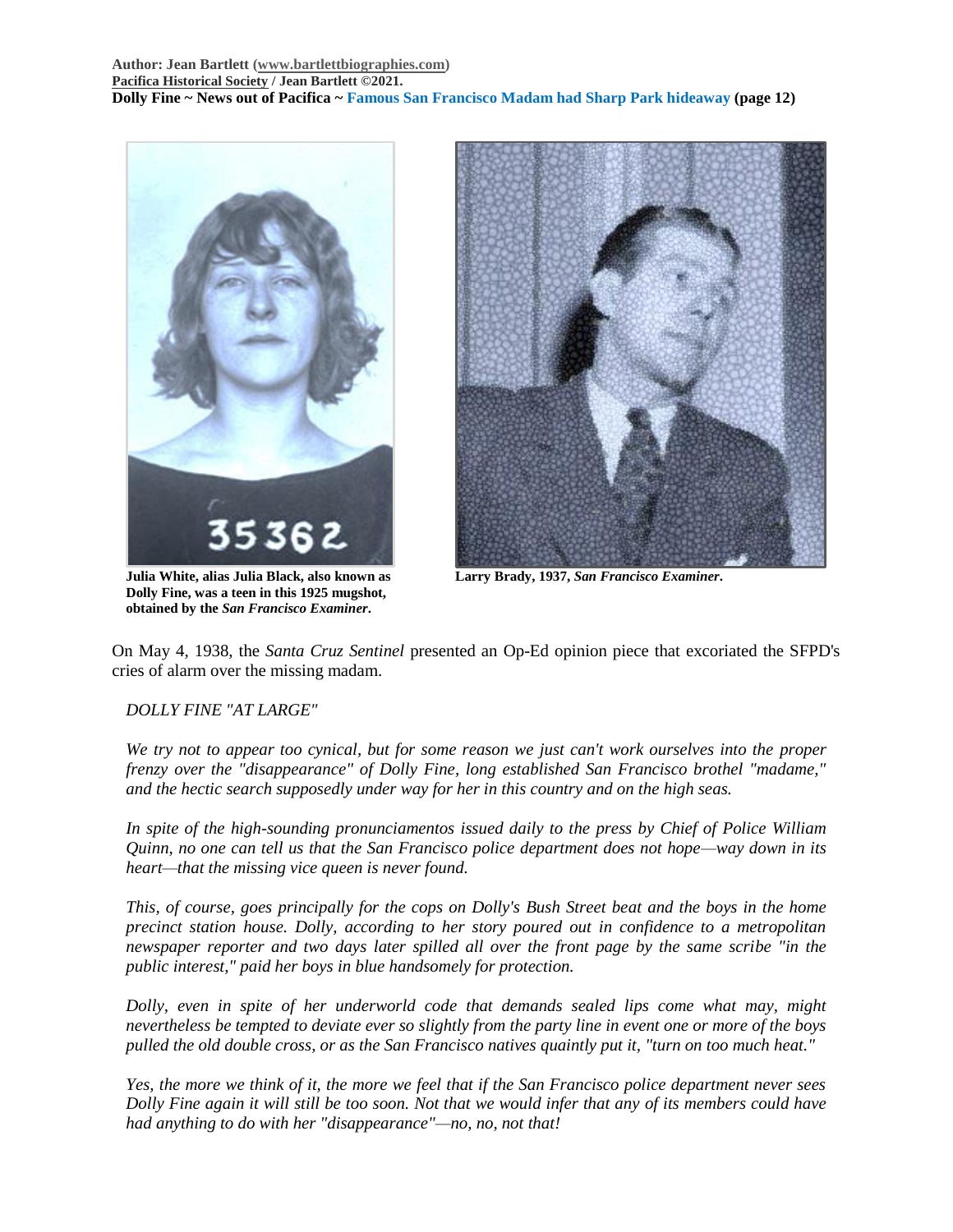Julia White, alias Julia Black, also known as Dolly Fine, was a teen in this 1925 mugshot, obtained by the *San Francisco Examiner*.

Larry Brady, 1937, *San Francisco Examiner*.

On May 4, 1938, the *Santa Cruz Sentinel* presented an Op-Ed opinion piece that excoriated the SFPD's cries of alarm over the missing madam.

*DOLLY FINE "AT LARGE"*

*We try not to appear too cynical, but for some reason we just can't work ourselves into the proper frenzy over the "disappearance" of Dolly Fine, long established San Francisco brothel "madame," and the hectic search supposedly under way for her in this country and on the high seas.*

*In spite of the high-sounding pronunciamentos issued daily to the press by Chief of Police William Quinn, no one can tell us that the San Francisco police department does not hope—way down in its heart—that the missing vice queen is never found.*

*This, of course, goes principally for the cops on Dolly's Bush Street beat and the boys in the home precinct station house. Dolly, according to her story poured out in confidence to a metropolitan newspaper reporter and two days later spilled all over the front page by the same scribe "in the public interest," paid her boys in blue handsomely for protection.*

*Dolly, even in spite of her underworld code that demands sealed lips come what may, might nevertheless be tempted to deviate ever so slightly from the party line in event one or more of the boys pulled the old double cross, or as the San Francisco natives quaintly put it, "turn on too much heat."*

*Yes, the more we think of it, the more we feel that if the San Francisco police department never sees Dolly Fine again it will still be too soon. Not that we would infer that any of its members could have had anything to do with her "disappearance"—no, no, not that!*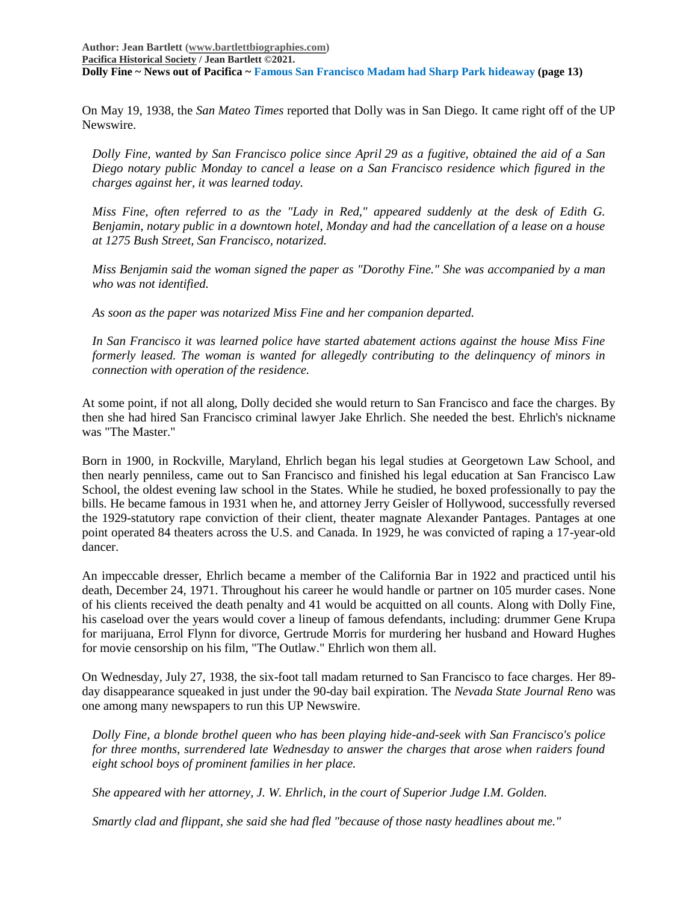On May 19, 1938, the *San Mateo Times* reported that Dolly was in San Diego. It came right off of the UP Newswire.

> *Dolly Fine, wanted by San Francisco police since April 29 as a fugitive, obtained the aid of a San Diego notary public Monday to cancel a lease on a San Francisco residence which figured in the charges against her, it was learned today.*
>
> *Miss Fine, often referred to as the "Lady in Red," appeared suddenly at the desk of Edith G. Benjamin, notary public in a downtown hotel, Monday and had the cancellation of a lease on a house at 1275 Bush Street, San Francisco, notarized.*
>
> *Miss Benjamin said the woman signed the paper as "Dorothy Fine." She was accompanied by a man who was not identified.*
>
> *As soon as the paper was notarized Miss Fine and her companion departed.*
>
> *In San Francisco it was learned police have started abatement actions against the house Miss Fine formerly leased. The woman is wanted for allegedly contributing to the delinquency of minors in connection with operation of the residence.*

At some point, if not all along, Dolly decided she would return to San Francisco and face the charges. By then she had hired San Francisco criminal lawyer Jake Ehrlich. She needed the best. Ehrlich's nickname was "The Master."

Born in 1900, in Rockville, Maryland, Ehrlich began his legal studies at Georgetown Law School, and then nearly penniless, came out to San Francisco and finished his legal education at San Francisco Law School, the oldest evening law school in the States. While he studied, he boxed professionally to pay the bills. He became famous in 1931 when he, and attorney Jerry Geisler of Hollywood, successfully reversed the 1929-statutory rape conviction of their client, theater magnate Alexander Pantages. Pantages at one point operated 84 theaters across the U.S. and Canada. In 1929, he was convicted of raping a 17-year-old dancer.

An impeccable dresser, Ehrlich became a member of the California Bar in 1922 and practiced until his death, December 24, 1971. Throughout his career he would handle or partner on 105 murder cases. None of his clients received the death penalty and 41 would be acquitted on all counts. Along with Dolly Fine, his caseload over the years would cover a lineup of famous defendants, including: drummer Gene Krupa for marijuana, Errol Flynn for divorce, Gertrude Morris for murdering her husband and Howard Hughes for movie censorship on his film, "The Outlaw." Ehrlich won them all.

On Wednesday, July 27, 1938, the six-foot tall madam returned to San Francisco to face charges. Her 89-day disappearance squeaked in just under the 90-day bail expiration. The *Nevada State Journal Reno* was one among many newspapers to run this UP Newswire.

> *Dolly Fine, a blonde brothel queen who has been playing hide-and-seek with San Francisco's police for three months, surrendered late Wednesday to answer the charges that arose when raiders found eight school boys of prominent families in her place.*
>
> *She appeared with her attorney, J. W. Ehrlich, in the court of Superior Judge I.M. Golden.*
>
> *Smartly clad and flippant, she said she had fled "because of those nasty headlines about me."*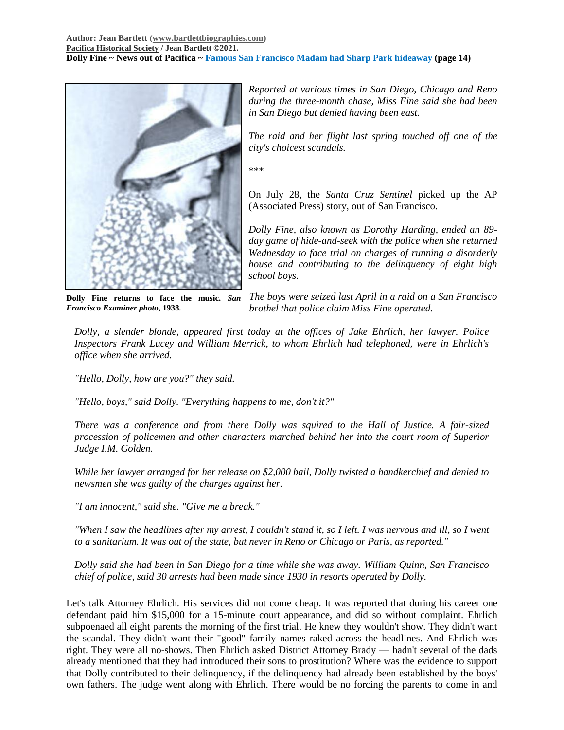Dolly Fine returns to face the music. *San Francisco Examiner photo*, 1938.

*Reported at various times in San Diego, Chicago and Reno during the three-month chase, Miss Fine said she had been in San Diego but denied having been east.*

*The raid and her flight last spring touched off one of the city's choicest scandals.*

\*\*\*

On July 28, the *Santa Cruz Sentinel* picked up the AP (Associated Press) story, out of San Francisco.

*Dolly Fine, also known as Dorothy Harding, ended an 89-day game of hide-and-seek with the police when she returned Wednesday to face trial on charges of running a disorderly house and contributing to the delinquency of eight high school boys.*

*The boys were seized last April in a raid on a San Francisco brothel that police claim Miss Fine operated.*

*Dolly, a slender blonde, appeared first today at the offices of Jake Ehrlich, her lawyer. Police Inspectors Frank Lucey and William Merrick, to whom Ehrlich had telephoned, were in Ehrlich's office when she arrived.*

*"Hello, Dolly, how are you?" they said.*

*"Hello, boys," said Dolly. "Everything happens to me, don't it?"*

*There was a conference and from there Dolly was squired to the Hall of Justice. A fair-sized procession of policemen and other characters marched behind her into the court room of Superior Judge I.M. Golden.*

*While her lawyer arranged for her release on $2,000 bail, Dolly twisted a handkerchief and denied to newsmen she was guilty of the charges against her.*

*"I am innocent," said she. "Give me a break."*

*"When I saw the headlines after my arrest, I couldn't stand it, so I left. I was nervous and ill, so I went to a sanitarium. It was out of the state, but never in Reno or Chicago or Paris, as reported."*

*Dolly said she had been in San Diego for a time while she was away. William Quinn, San Francisco chief of police, said 30 arrests had been made since 1930 in resorts operated by Dolly.*

Let's talk Attorney Ehrlich. His services did not come cheap. It was reported that during his career one defendant paid him $15,000 for a 15-minute court appearance, and did so without complaint. Ehrlich subpoenaed all eight parents the morning of the first trial. He knew they wouldn't show. They didn't want the scandal. They didn't want their "good" family names raked across the headlines. And Ehrlich was right. They were all no-shows. Then Ehrlich asked District Attorney Brady — hadn't several of the dads already mentioned that they had introduced their sons to prostitution? Where was the evidence to support that Dolly contributed to their delinquency, if the delinquency had already been established by the boys' own fathers. The judge went along with Ehrlich. There would be no forcing the parents to come in and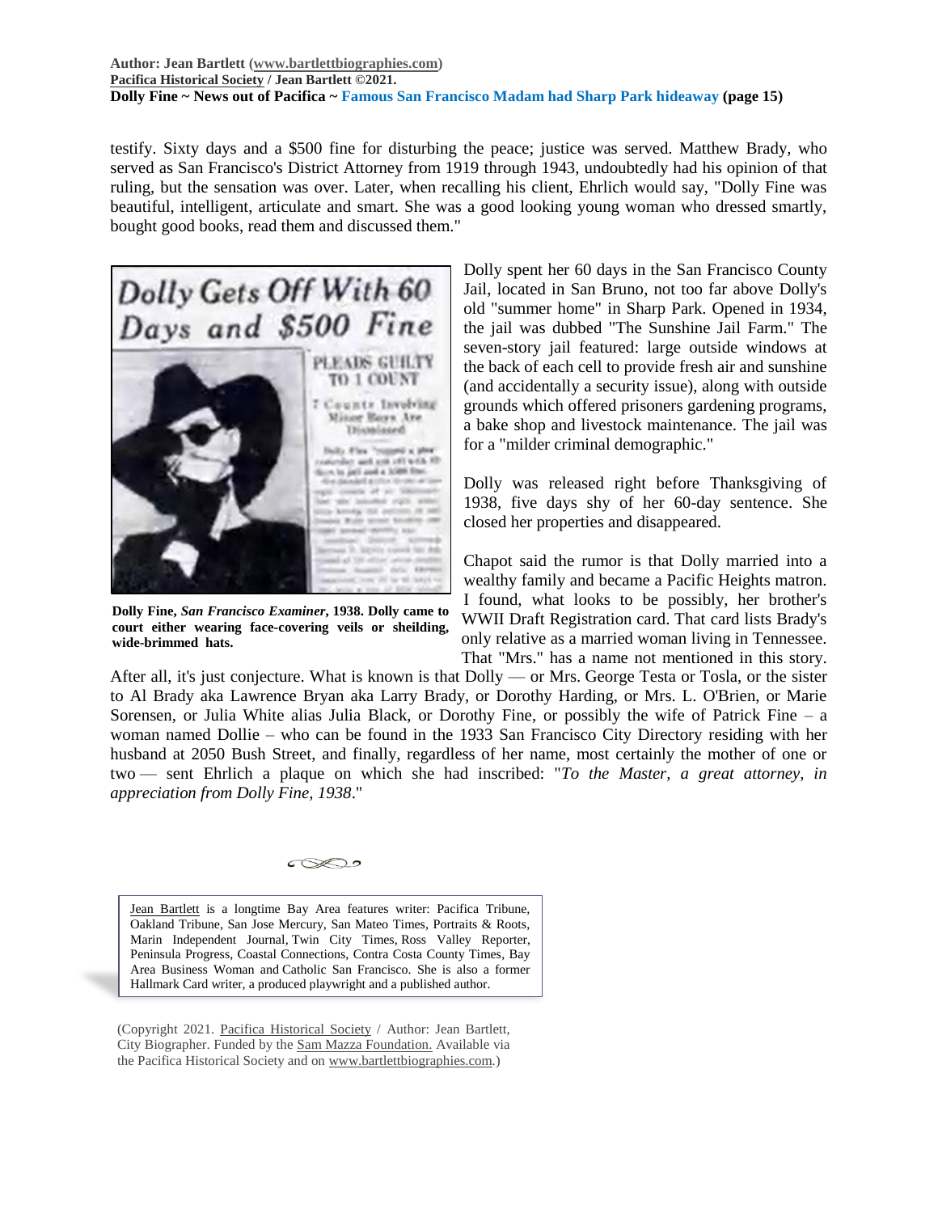testify. Sixty days and a $500 fine for disturbing the peace; justice was served. Matthew Brady, who served as San Francisco's District Attorney from 1919 through 1943, undoubtedly had his opinion of that ruling, but the sensation was over. Later, when recalling his client, Ehrlich would say, "Dolly Fine was beautiful, intelligent, articulate and smart. She was a good looking young woman who dressed smartly, bought good books, read them and discussed them."

**Dolly Fine, *San Francisco Examiner*, 1938. Dolly came to court either wearing face-covering veils or sheilding, wide-brimmed hats.**

Dolly spent her 60 days in the San Francisco County Jail, located in San Bruno, not too far above Dolly's old "summer home" in Sharp Park. Opened in 1934, the jail was dubbed "The Sunshine Jail Farm." The seven-story jail featured: large outside windows at the back of each cell to provide fresh air and sunshine (and accidentally a security issue), along with outside grounds which offered prisoners gardening programs, a bake shop and livestock maintenance. The jail was for a "milder criminal demographic."

Dolly was released right before Thanksgiving of 1938, five days shy of her 60-day sentence. She closed her properties and disappeared.

Chapot said the rumor is that Dolly married into a wealthy family and became a Pacific Heights matron. I found, what looks to be possibly, her brother's WWII Draft Registration card. That card lists Brady's only relative as a married woman living in Tennessee. That "Mrs." has a name not mentioned in this story. After all, it's just conjecture. What is known is that Dolly — or Mrs. George Testa or Tosla, or the sister to Al Brady aka Lawrence Bryan aka Larry Brady, or Dorothy Harding, or Mrs. L. O'Brien, or Marie Sorensen, or Julia White alias Julia Black, or Dorothy Fine, or possibly the wife of Patrick Fine – a woman named Dollie – who can be found in the 1933 San Francisco City Directory residing with her husband at 2050 Bush Street, and finally, regardless of her name, most certainly the mother of one or two — sent Ehrlich a plaque on which she had inscribed: "*To the Master, a great attorney, in appreciation from Dolly Fine, 1938*."

Jean Bartlett is a longtime Bay Area features writer: Pacifica Tribune, Oakland Tribune, San Jose Mercury, San Mateo Times, Portraits & Roots, Marin Independent Journal, Twin City Times, Ross Valley Reporter, Peninsula Progress, Coastal Connections, Contra Costa County Times, Bay Area Business Woman and Catholic San Francisco. She is also a former Hallmark Card writer, a produced playwright and a published author.

(Copyright 2021. Pacifica Historical Society / Author: Jean Bartlett, City Biographer. Funded by the Sam Mazza Foundation. Available via the Pacifica Historical Society and on www.bartlettbiographies.com.)